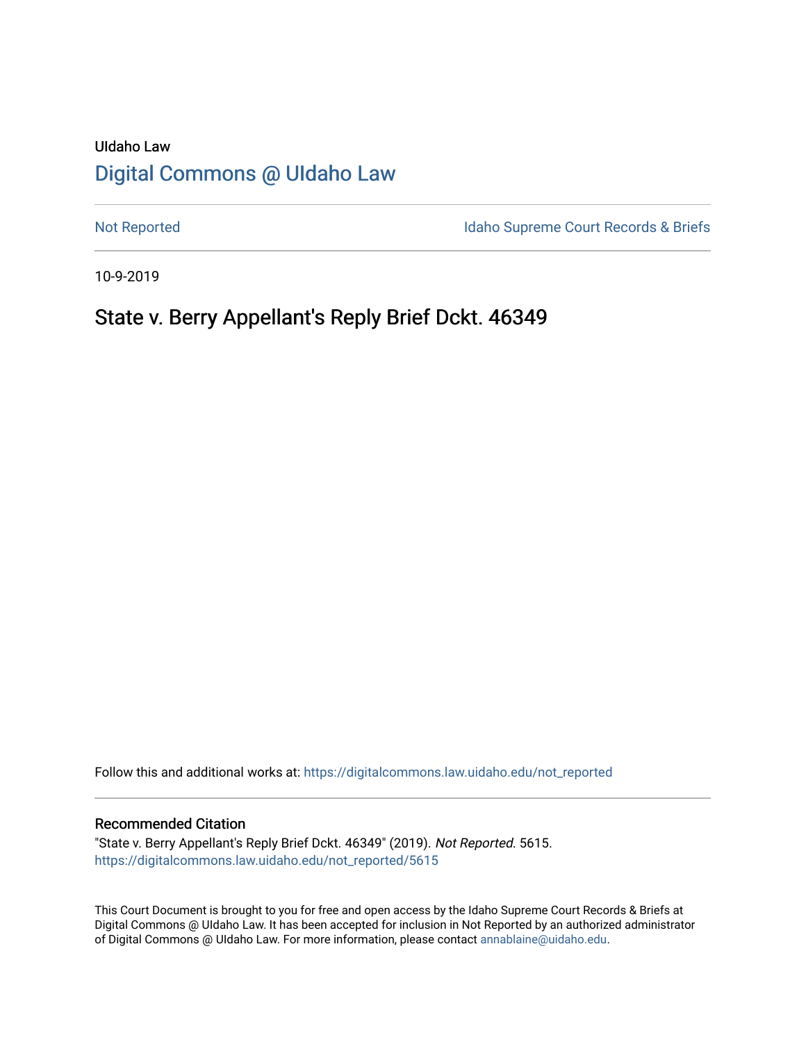UIdaho Law

# Digital Commons @ UIdaho Law

Not Reported

Idaho Supreme Court Records & Briefs

10-9-2019

## State v. Berry Appellant's Reply Brief Dckt. 46349

Follow this and additional works at: https://digitalcommons.law.uidaho.edu/not_reported

### Recommended Citation

"State v. Berry Appellant's Reply Brief Dckt. 46349" (2019). *Not Reported*. 5615.
https://digitalcommons.law.uidaho.edu/not_reported/5615

This Court Document is brought to you for free and open access by the Idaho Supreme Court Records & Briefs at Digital Commons @ UIdaho Law. It has been accepted for inclusion in Not Reported by an authorized administrator of Digital Commons @ UIdaho Law. For more information, please contact annablaine@uidaho.edu.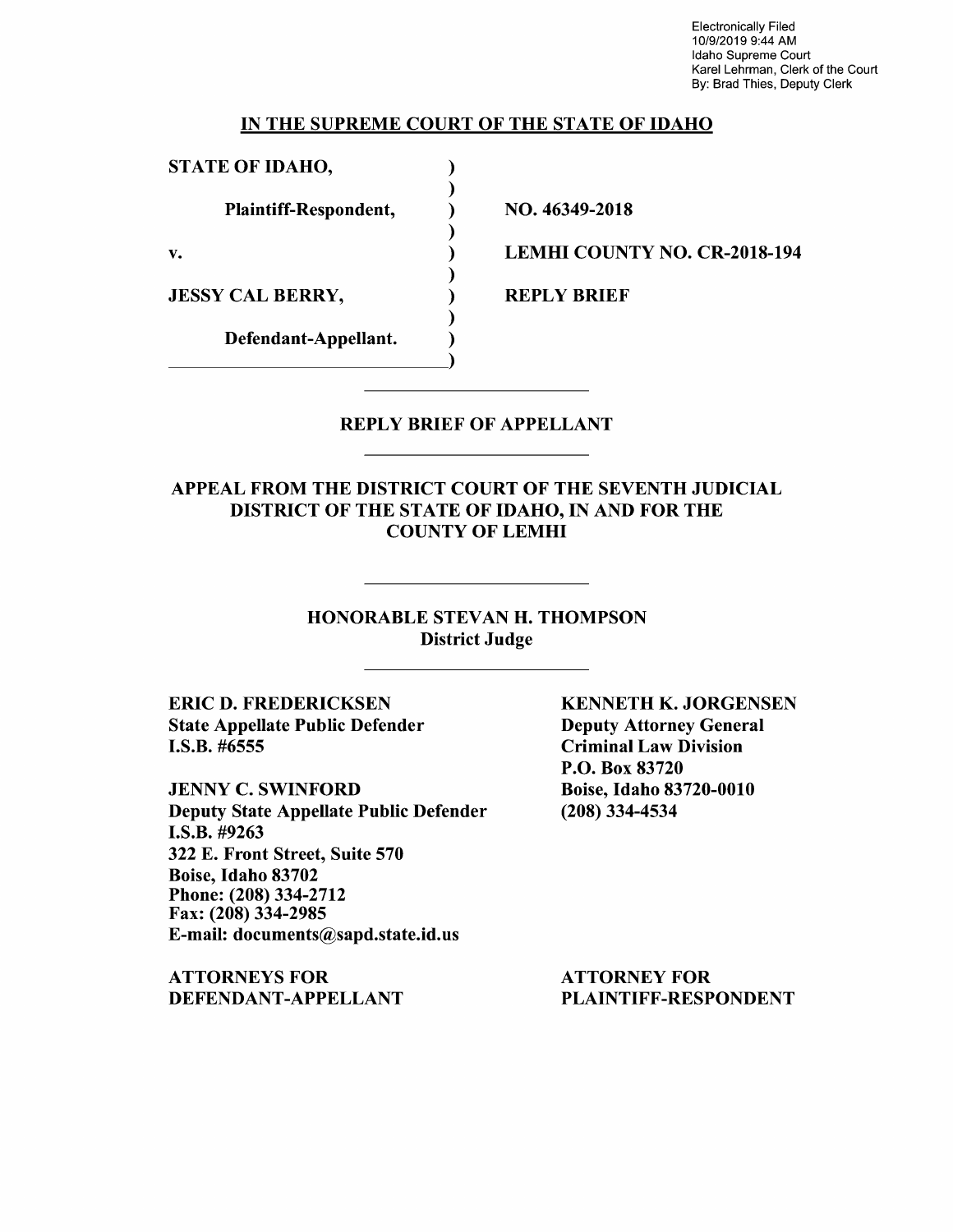Electronically Filed
10/9/2019 9:44 AM
Idaho Supreme Court
Karel Lehrman, Clerk of the Court
By: Brad Thies, Deputy Clerk

**IN THE SUPREME COURT OF THE STATE OF IDAHO**

| | | |
|---|---|---|
| **STATE OF IDAHO,** | ) | |
| **Plaintiff-Respondent,** | ) | **NO. 46349-2018** |
| **v.** | ) | **LEMHI COUNTY NO. CR-2018-194** |
| **JESSY CAL BERRY,** | ) | **REPLY BRIEF** |
| **Defendant-Appellant.** | ) | |

## REPLY BRIEF OF APPELLANT

## APPEAL FROM THE DISTRICT COURT OF THE SEVENTH JUDICIAL DISTRICT OF THE STATE OF IDAHO, IN AND FOR THE COUNTY OF LEMHI

**HONORABLE STEVAN H. THOMPSON**
**District Judge**

**ERIC D. FREDERICKSEN**
**State Appellate Public Defender**
**I.S.B. #6555**

**JENNY C. SWINFORD**
**Deputy State Appellate Public Defender**
**I.S.B. #9263**
**322 E. Front Street, Suite 570**
**Boise, Idaho 83702**
**Phone: (208) 334-2712**
**Fax: (208) 334-2985**
**E-mail: documents@sapd.state.id.us**

**ATTORNEYS FOR DEFENDANT-APPELLANT**

**KENNETH K. JORGENSEN**
**Deputy Attorney General**
**Criminal Law Division**
**P.O. Box 83720**
**Boise, Idaho 83720-0010**
**(208) 334-4534**

**ATTORNEY FOR PLAINTIFF-RESPONDENT**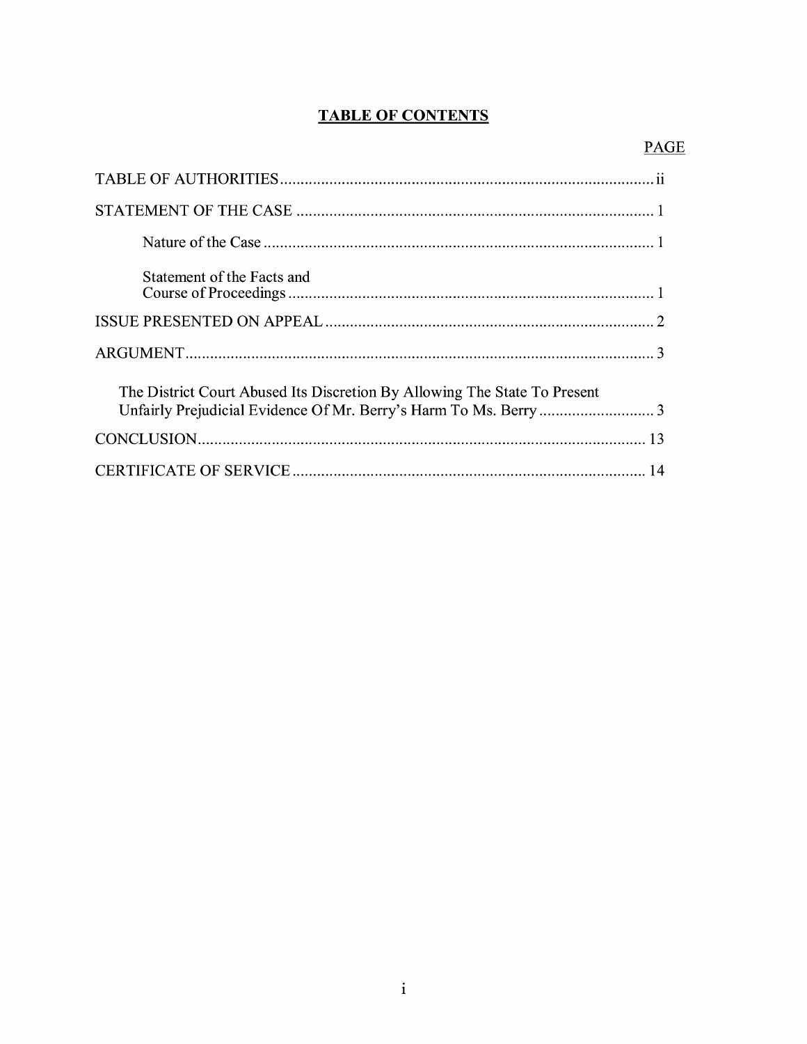# TABLE OF CONTENTS

| | PAGE |
|---|---|
| TABLE OF AUTHORITIES | ii |
| STATEMENT OF THE CASE | 1 |
| Nature of the Case | 1 |
| Statement of the Facts and Course of Proceedings | 1 |
| ISSUE PRESENTED ON APPEAL | 2 |
| ARGUMENT | 3 |
| The District Court Abused Its Discretion By Allowing The State To Present Unfairly Prejudicial Evidence Of Mr. Berry's Harm To Ms. Berry | 3 |
| CONCLUSION | 13 |
| CERTIFICATE OF SERVICE | 14 |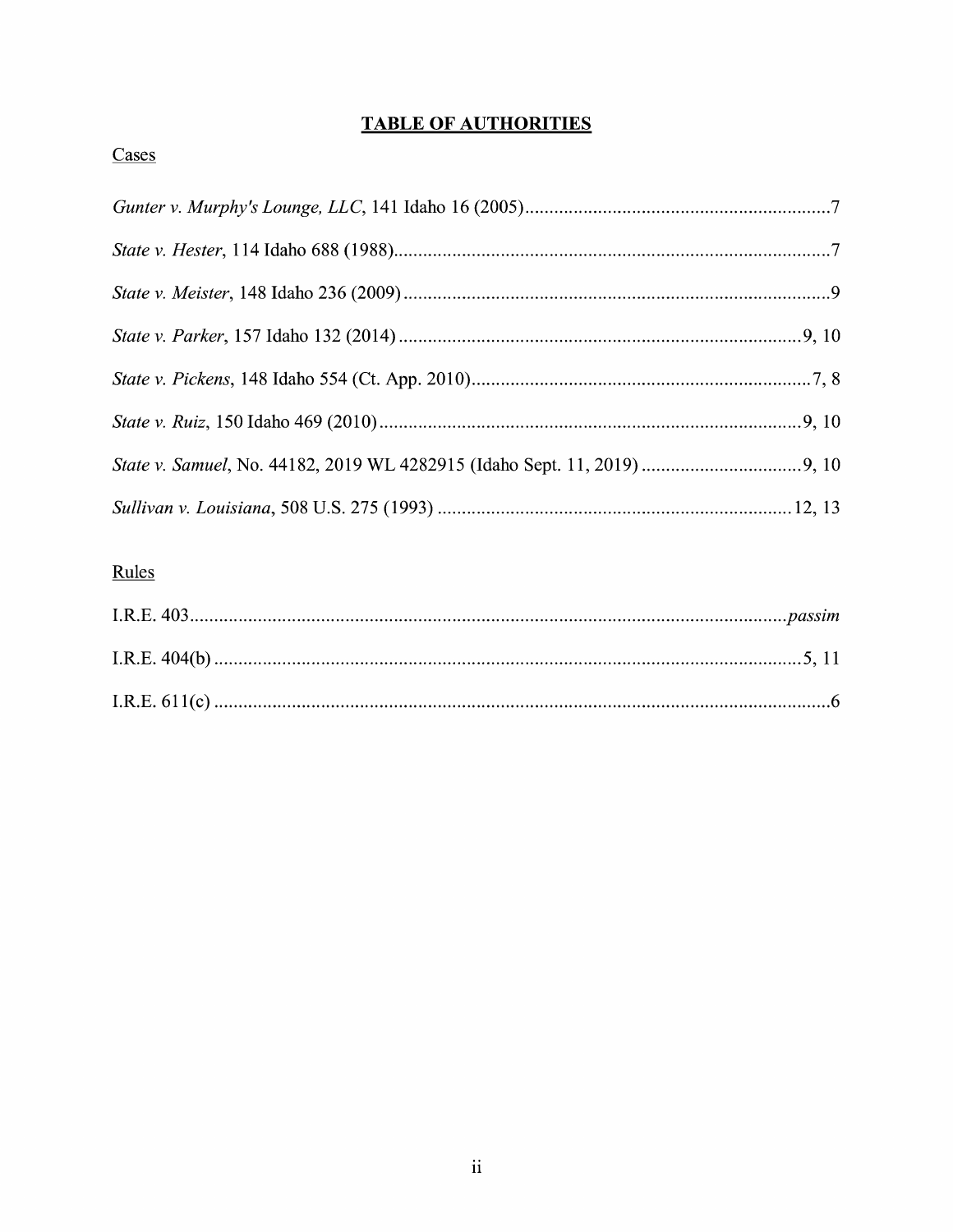# TABLE OF AUTHORITIES

## Cases

*Gunter v. Murphy's Lounge, LLC*, 141 Idaho 16 (2005) ..... 7

*State v. Hester*, 114 Idaho 688 (1988) ..... 7

*State v. Meister*, 148 Idaho 236 (2009) ..... 9

*State v. Parker*, 157 Idaho 132 (2014) ..... 9, 10

*State v. Pickens*, 148 Idaho 554 (Ct. App. 2010) ..... 7, 8

*State v. Ruiz*, 150 Idaho 469 (2010) ..... 9, 10

*State v. Samuel*, No. 44182, 2019 WL 4282915 (Idaho Sept. 11, 2019) ..... 9, 10

*Sullivan v. Louisiana*, 508 U.S. 275 (1993) ..... 12, 13

## Rules

I.R.E. 403 ..... *passim*

I.R.E. 404(b) ..... 5, 11

I.R.E. 611(c) ..... 6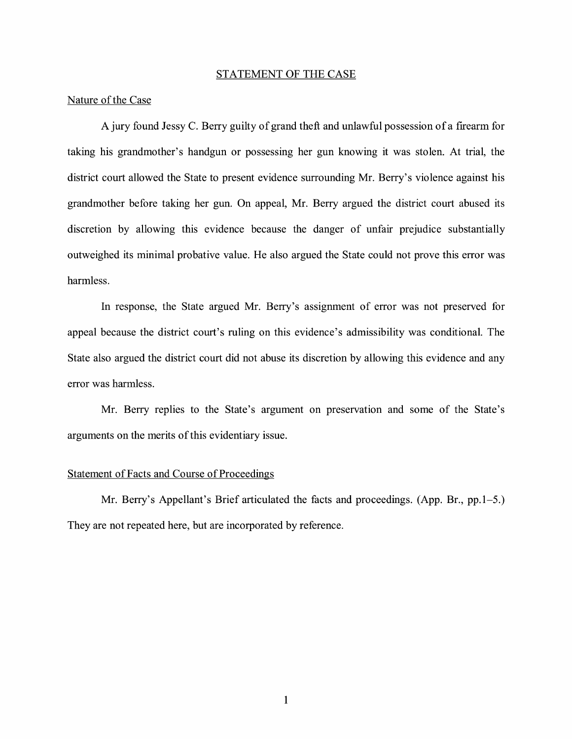## STATEMENT OF THE CASE

### Nature of the Case

A jury found Jessy C. Berry guilty of grand theft and unlawful possession of a firearm for taking his grandmother's handgun or possessing her gun knowing it was stolen. At trial, the district court allowed the State to present evidence surrounding Mr. Berry's violence against his grandmother before taking her gun. On appeal, Mr. Berry argued the district court abused its discretion by allowing this evidence because the danger of unfair prejudice substantially outweighed its minimal probative value. He also argued the State could not prove this error was harmless.

In response, the State argued Mr. Berry's assignment of error was not preserved for appeal because the district court's ruling on this evidence's admissibility was conditional. The State also argued the district court did not abuse its discretion by allowing this evidence and any error was harmless.

Mr. Berry replies to the State's argument on preservation and some of the State's arguments on the merits of this evidentiary issue.

### Statement of Facts and Course of Proceedings

Mr. Berry's Appellant's Brief articulated the facts and proceedings. (App. Br., pp.1–5.) They are not repeated here, but are incorporated by reference.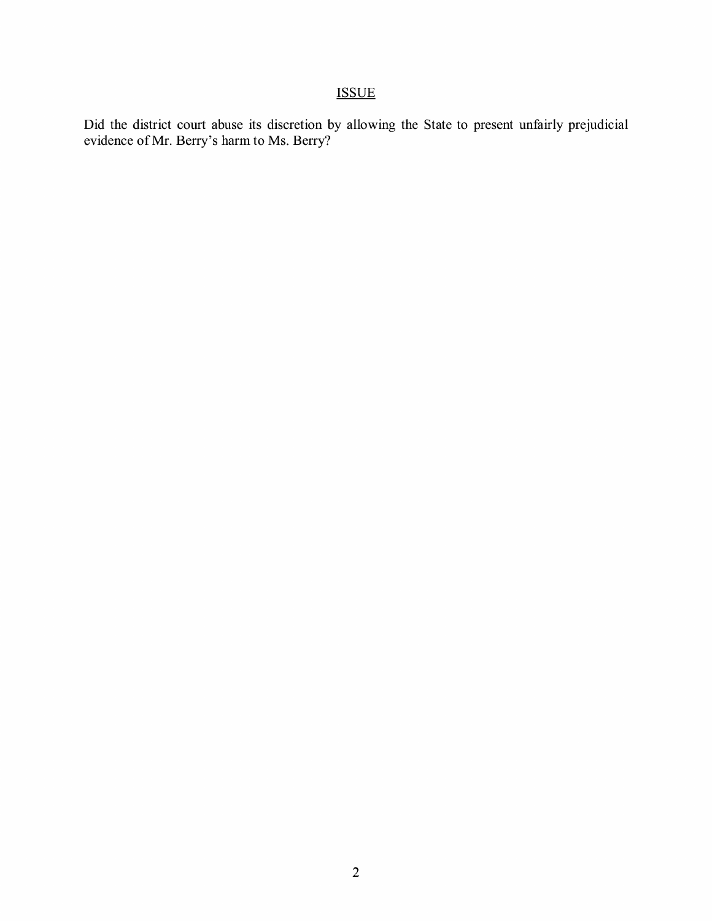## ISSUE

Did the district court abuse its discretion by allowing the State to present unfairly prejudicial evidence of Mr. Berry's harm to Ms. Berry?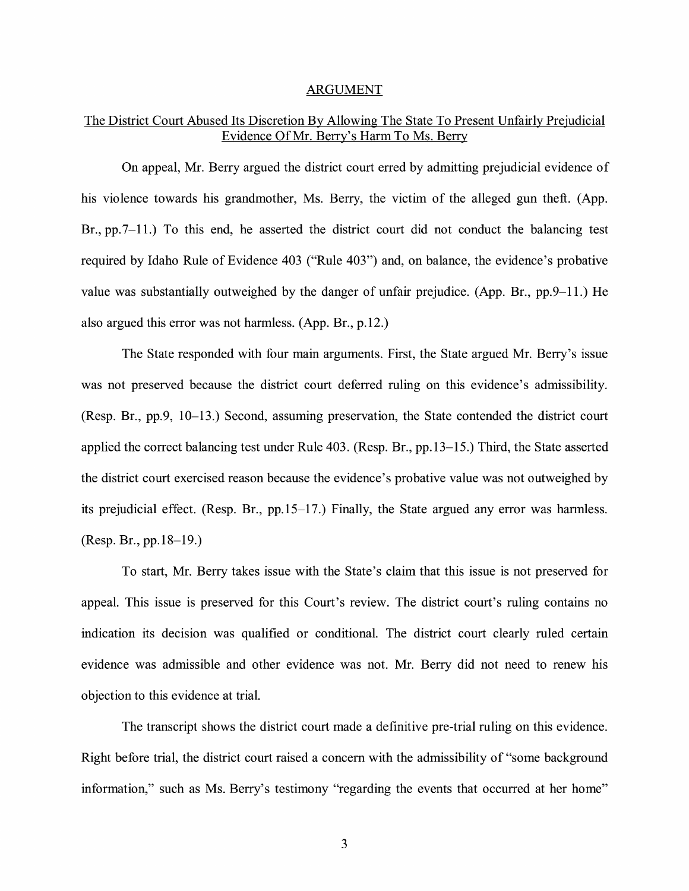# ARGUMENT

## <u>The District Court Abused Its Discretion By Allowing The State To Present Unfairly Prejudicial Evidence Of Mr. Berry's Harm To Ms. Berry</u>

On appeal, Mr. Berry argued the district court erred by admitting prejudicial evidence of his violence towards his grandmother, Ms. Berry, the victim of the alleged gun theft. (App. Br., pp.7–11.) To this end, he asserted the district court did not conduct the balancing test required by Idaho Rule of Evidence 403 ("Rule 403") and, on balance, the evidence's probative value was substantially outweighed by the danger of unfair prejudice. (App. Br., pp.9–11.) He also argued this error was not harmless. (App. Br., p.12.)

The State responded with four main arguments. First, the State argued Mr. Berry's issue was not preserved because the district court deferred ruling on this evidence's admissibility. (Resp. Br., pp.9, 10–13.) Second, assuming preservation, the State contended the district court applied the correct balancing test under Rule 403. (Resp. Br., pp.13–15.) Third, the State asserted the district court exercised reason because the evidence's probative value was not outweighed by its prejudicial effect. (Resp. Br., pp.15–17.) Finally, the State argued any error was harmless. (Resp. Br., pp.18–19.)

To start, Mr. Berry takes issue with the State's claim that this issue is not preserved for appeal. This issue is preserved for this Court's review. The district court's ruling contains no indication its decision was qualified or conditional. The district court clearly ruled certain evidence was admissible and other evidence was not. Mr. Berry did not need to renew his objection to this evidence at trial.

The transcript shows the district court made a definitive pre-trial ruling on this evidence. Right before trial, the district court raised a concern with the admissibility of "some background information," such as Ms. Berry's testimony "regarding the events that occurred at her home"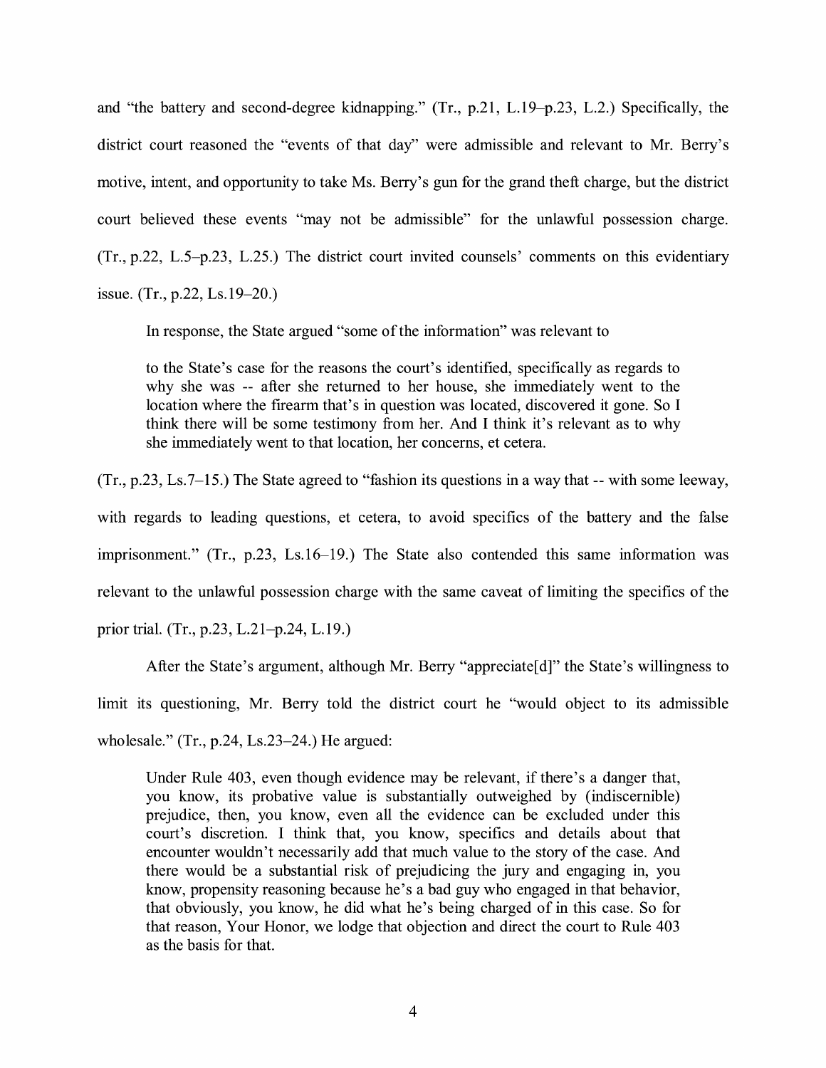and "the battery and second-degree kidnapping." (Tr., p.21, L.19–p.23, L.2.) Specifically, the district court reasoned the "events of that day" were admissible and relevant to Mr. Berry's motive, intent, and opportunity to take Ms. Berry's gun for the grand theft charge, but the district court believed these events "may not be admissible" for the unlawful possession charge. (Tr., p.22, L.5–p.23, L.25.) The district court invited counsels' comments on this evidentiary issue. (Tr., p.22, Ls.19–20.)

In response, the State argued "some of the information" was relevant to

> to the State's case for the reasons the court's identified, specifically as regards to why she was -- after she returned to her house, she immediately went to the location where the firearm that's in question was located, discovered it gone. So I think there will be some testimony from her. And I think it's relevant as to why she immediately went to that location, her concerns, et cetera.

(Tr., p.23, Ls.7–15.) The State agreed to "fashion its questions in a way that -- with some leeway, with regards to leading questions, et cetera, to avoid specifics of the battery and the false imprisonment." (Tr., p.23, Ls.16–19.) The State also contended this same information was relevant to the unlawful possession charge with the same caveat of limiting the specifics of the prior trial. (Tr., p.23, L.21–p.24, L.19.)

After the State's argument, although Mr. Berry "appreciate[d]" the State's willingness to limit its questioning, Mr. Berry told the district court he "would object to its admissible wholesale." (Tr., p.24, Ls.23–24.) He argued:

> Under Rule 403, even though evidence may be relevant, if there's a danger that, you know, its probative value is substantially outweighed by (indiscernible) prejudice, then, you know, even all the evidence can be excluded under this court's discretion. I think that, you know, specifics and details about that encounter wouldn't necessarily add that much value to the story of the case. And there would be a substantial risk of prejudicing the jury and engaging in, you know, propensity reasoning because he's a bad guy who engaged in that behavior, that obviously, you know, he did what he's being charged of in this case. So for that reason, Your Honor, we lodge that objection and direct the court to Rule 403 as the basis for that.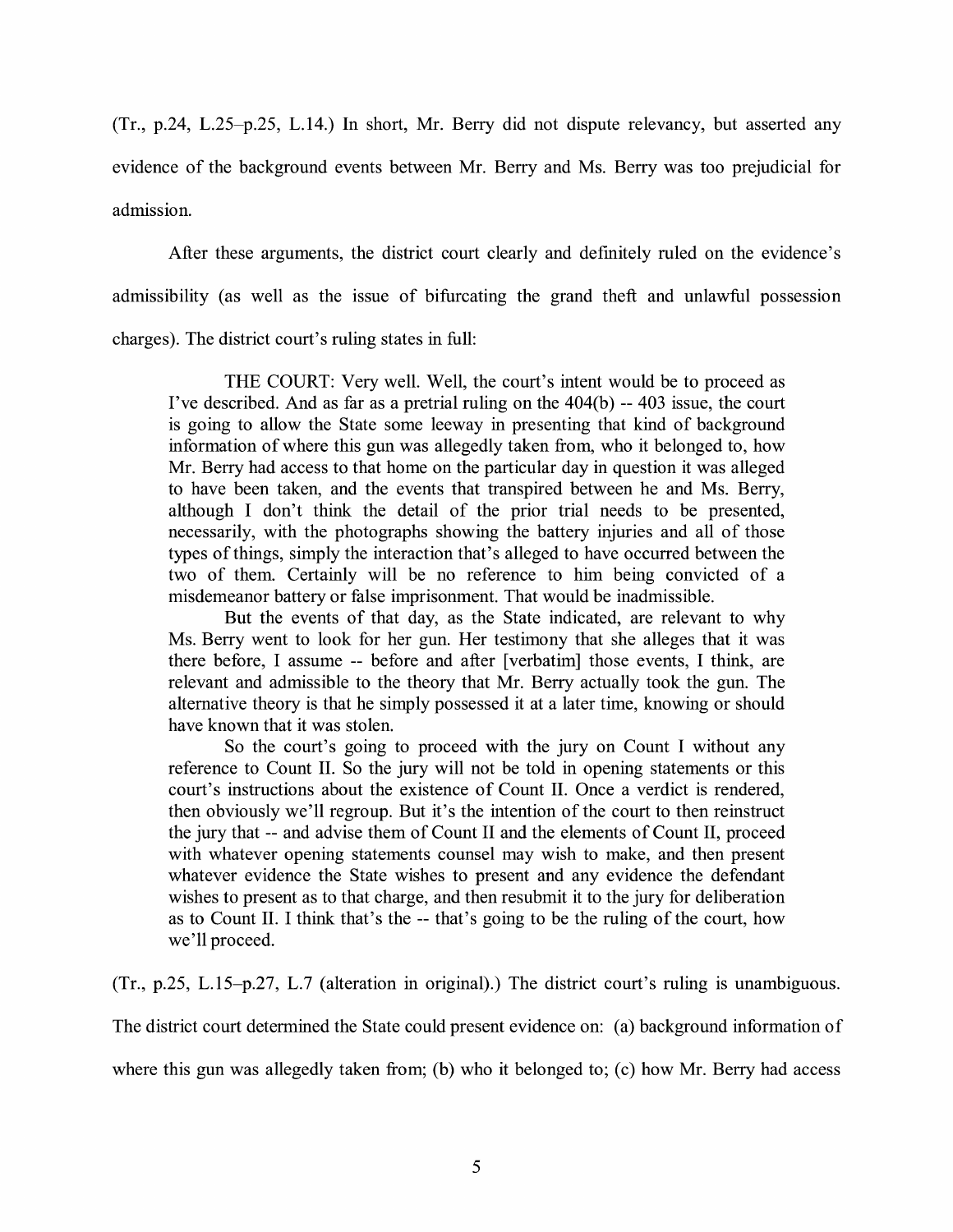(Tr., p.24, L.25–p.25, L.14.) In short, Mr. Berry did not dispute relevancy, but asserted any evidence of the background events between Mr. Berry and Ms. Berry was too prejudicial for admission.

After these arguments, the district court clearly and definitely ruled on the evidence's admissibility (as well as the issue of bifurcating the grand theft and unlawful possession charges). The district court's ruling states in full:

> THE COURT: Very well. Well, the court's intent would be to proceed as I've described. And as far as a pretrial ruling on the 404(b) -- 403 issue, the court is going to allow the State some leeway in presenting that kind of background information of where this gun was allegedly taken from, who it belonged to, how Mr. Berry had access to that home on the particular day in question it was alleged to have been taken, and the events that transpired between he and Ms. Berry, although I don't think the detail of the prior trial needs to be presented, necessarily, with the photographs showing the battery injuries and all of those types of things, simply the interaction that's alleged to have occurred between the two of them. Certainly will be no reference to him being convicted of a misdemeanor battery or false imprisonment. That would be inadmissible.
>
> But the events of that day, as the State indicated, are relevant to why Ms. Berry went to look for her gun. Her testimony that she alleges that it was there before, I assume -- before and after [verbatim] those events, I think, are relevant and admissible to the theory that Mr. Berry actually took the gun. The alternative theory is that he simply possessed it at a later time, knowing or should have known that it was stolen.
>
> So the court's going to proceed with the jury on Count I without any reference to Count II. So the jury will not be told in opening statements or this court's instructions about the existence of Count II. Once a verdict is rendered, then obviously we'll regroup. But it's the intention of the court to then reinstruct the jury that -- and advise them of Count II and the elements of Count II, proceed with whatever opening statements counsel may wish to make, and then present whatever evidence the State wishes to present and any evidence the defendant wishes to present as to that charge, and then resubmit it to the jury for deliberation as to Count II. I think that's the -- that's going to be the ruling of the court, how we'll proceed.

(Tr., p.25, L.15–p.27, L.7 (alteration in original).) The district court's ruling is unambiguous. The district court determined the State could present evidence on: (a) background information of where this gun was allegedly taken from; (b) who it belonged to; (c) how Mr. Berry had access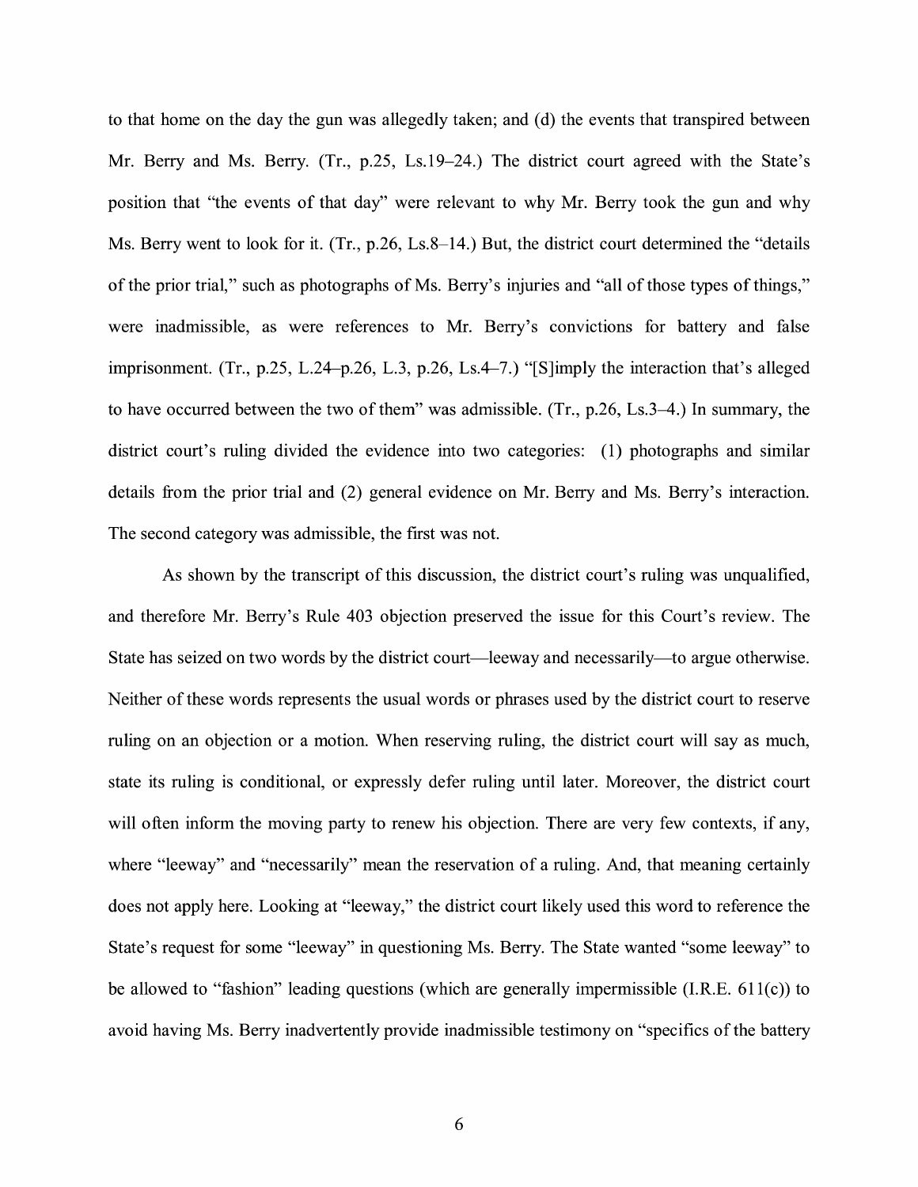to that home on the day the gun was allegedly taken; and (d) the events that transpired between Mr. Berry and Ms. Berry. (Tr., p.25, Ls.19–24.) The district court agreed with the State's position that "the events of that day" were relevant to why Mr. Berry took the gun and why Ms. Berry went to look for it. (Tr., p.26, Ls.8–14.) But, the district court determined the "details of the prior trial," such as photographs of Ms. Berry's injuries and "all of those types of things," were inadmissible, as were references to Mr. Berry's convictions for battery and false imprisonment. (Tr., p.25, L.24–p.26, L.3, p.26, Ls.4–7.) "[S]imply the interaction that's alleged to have occurred between the two of them" was admissible. (Tr., p.26, Ls.3–4.) In summary, the district court's ruling divided the evidence into two categories: (1) photographs and similar details from the prior trial and (2) general evidence on Mr. Berry and Ms. Berry's interaction. The second category was admissible, the first was not.

As shown by the transcript of this discussion, the district court's ruling was unqualified, and therefore Mr. Berry's Rule 403 objection preserved the issue for this Court's review. The State has seized on two words by the district court—leeway and necessarily—to argue otherwise. Neither of these words represents the usual words or phrases used by the district court to reserve ruling on an objection or a motion. When reserving ruling, the district court will say as much, state its ruling is conditional, or expressly defer ruling until later. Moreover, the district court will often inform the moving party to renew his objection. There are very few contexts, if any, where "leeway" and "necessarily" mean the reservation of a ruling. And, that meaning certainly does not apply here. Looking at "leeway," the district court likely used this word to reference the State's request for some "leeway" in questioning Ms. Berry. The State wanted "some leeway" to be allowed to "fashion" leading questions (which are generally impermissible (I.R.E. 611(c)) to avoid having Ms. Berry inadvertently provide inadmissible testimony on "specifics of the battery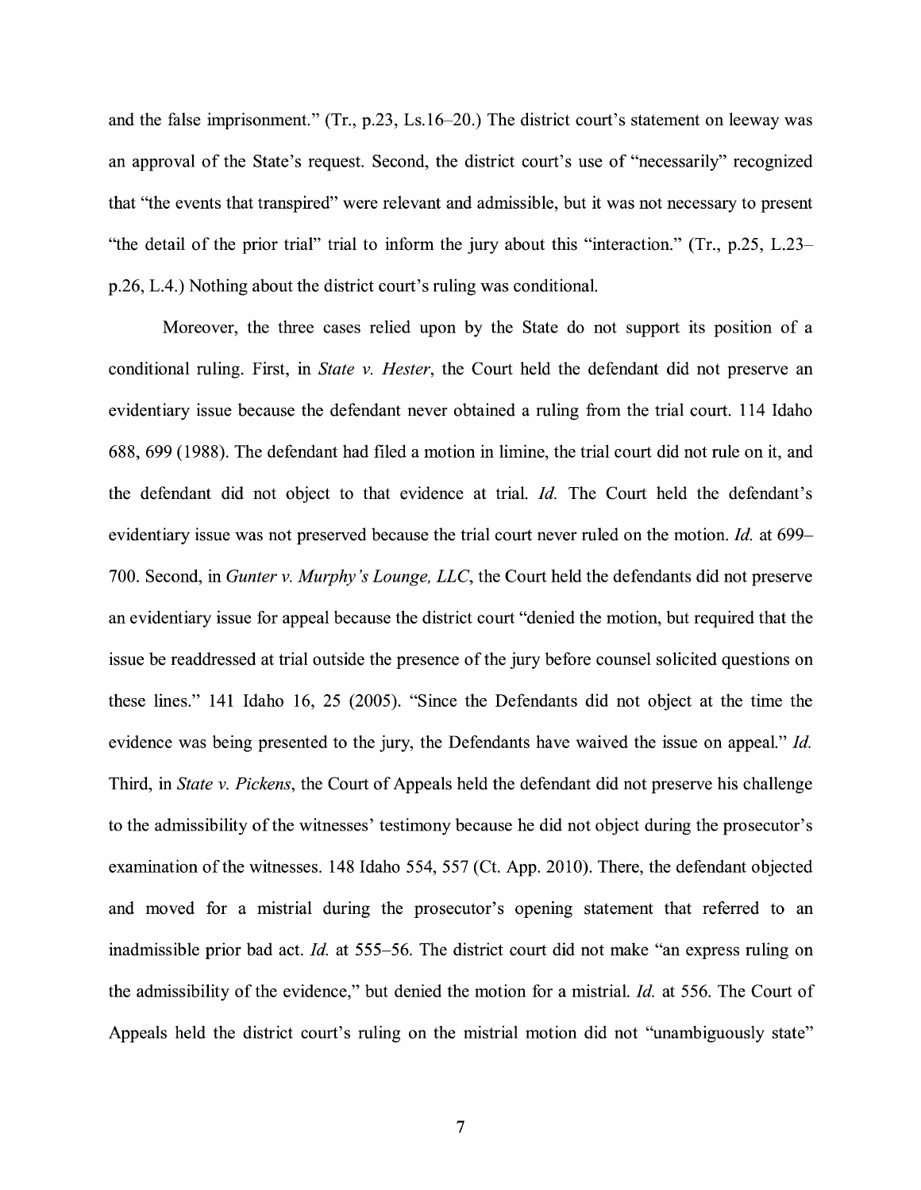and the false imprisonment." (Tr., p.23, Ls.16–20.) The district court's statement on leeway was an approval of the State's request. Second, the district court's use of "necessarily" recognized that "the events that transpired" were relevant and admissible, but it was not necessary to present "the detail of the prior trial" trial to inform the jury about this "interaction." (Tr., p.25, L.23–p.26, L.4.) Nothing about the district court's ruling was conditional.

Moreover, the three cases relied upon by the State do not support its position of a conditional ruling. First, in *State v. Hester*, the Court held the defendant did not preserve an evidentiary issue because the defendant never obtained a ruling from the trial court. 114 Idaho 688, 699 (1988). The defendant had filed a motion in limine, the trial court did not rule on it, and the defendant did not object to that evidence at trial. *Id.* The Court held the defendant's evidentiary issue was not preserved because the trial court never ruled on the motion. *Id.* at 699–700. Second, in *Gunter v. Murphy's Lounge, LLC*, the Court held the defendants did not preserve an evidentiary issue for appeal because the district court "denied the motion, but required that the issue be readdressed at trial outside the presence of the jury before counsel solicited questions on these lines." 141 Idaho 16, 25 (2005). "Since the Defendants did not object at the time the evidence was being presented to the jury, the Defendants have waived the issue on appeal." *Id.* Third, in *State v. Pickens*, the Court of Appeals held the defendant did not preserve his challenge to the admissibility of the witnesses' testimony because he did not object during the prosecutor's examination of the witnesses. 148 Idaho 554, 557 (Ct. App. 2010). There, the defendant objected and moved for a mistrial during the prosecutor's opening statement that referred to an inadmissible prior bad act. *Id.* at 555–56. The district court did not make "an express ruling on the admissibility of the evidence," but denied the motion for a mistrial. *Id.* at 556. The Court of Appeals held the district court's ruling on the mistrial motion did not "unambiguously state"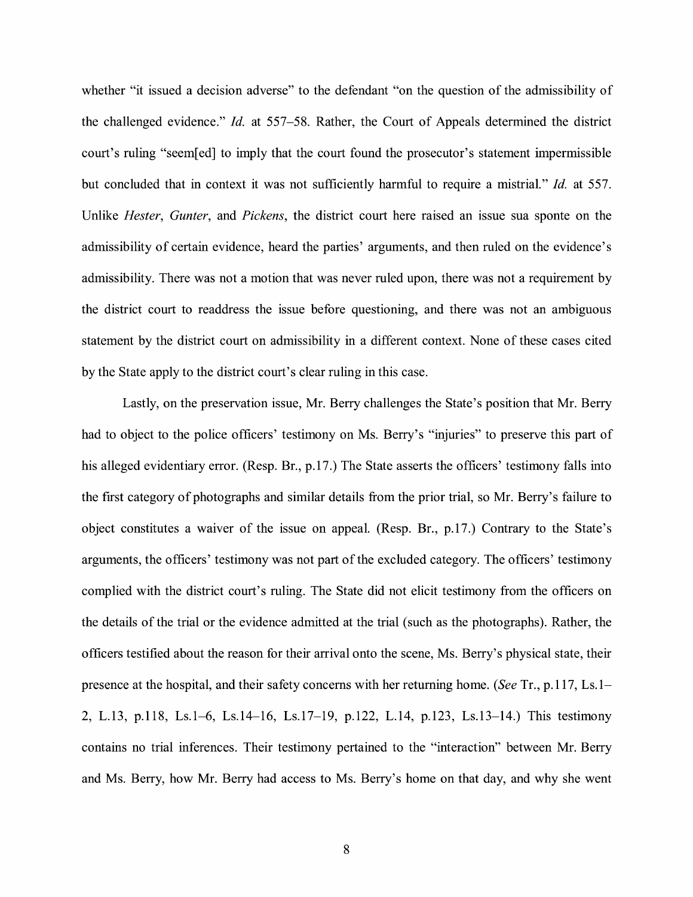whether "it issued a decision adverse" to the defendant "on the question of the admissibility of the challenged evidence." *Id.* at 557–58. Rather, the Court of Appeals determined the district court's ruling "seem[ed] to imply that the court found the prosecutor's statement impermissible but concluded that in context it was not sufficiently harmful to require a mistrial." *Id.* at 557. Unlike *Hester*, *Gunter*, and *Pickens*, the district court here raised an issue sua sponte on the admissibility of certain evidence, heard the parties' arguments, and then ruled on the evidence's admissibility. There was not a motion that was never ruled upon, there was not a requirement by the district court to readdress the issue before questioning, and there was not an ambiguous statement by the district court on admissibility in a different context. None of these cases cited by the State apply to the district court's clear ruling in this case.

Lastly, on the preservation issue, Mr. Berry challenges the State's position that Mr. Berry had to object to the police officers' testimony on Ms. Berry's "injuries" to preserve this part of his alleged evidentiary error. (Resp. Br., p.17.) The State asserts the officers' testimony falls into the first category of photographs and similar details from the prior trial, so Mr. Berry's failure to object constitutes a waiver of the issue on appeal. (Resp. Br., p.17.) Contrary to the State's arguments, the officers' testimony was not part of the excluded category. The officers' testimony complied with the district court's ruling. The State did not elicit testimony from the officers on the details of the trial or the evidence admitted at the trial (such as the photographs). Rather, the officers testified about the reason for their arrival onto the scene, Ms. Berry's physical state, their presence at the hospital, and their safety concerns with her returning home. (*See* Tr., p.117, Ls.1–2, L.13, p.118, Ls.1–6, Ls.14–16, Ls.17–19, p.122, L.14, p.123, Ls.13–14.) This testimony contains no trial inferences. Their testimony pertained to the "interaction" between Mr. Berry and Ms. Berry, how Mr. Berry had access to Ms. Berry's home on that day, and why she went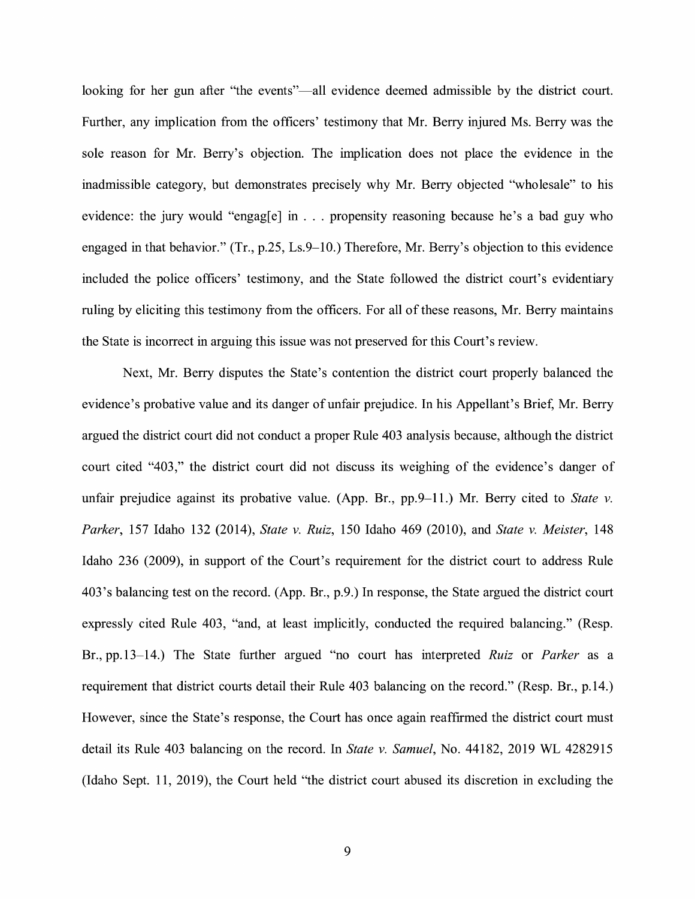looking for her gun after "the events"—all evidence deemed admissible by the district court. Further, any implication from the officers' testimony that Mr. Berry injured Ms. Berry was the sole reason for Mr. Berry's objection. The implication does not place the evidence in the inadmissible category, but demonstrates precisely why Mr. Berry objected "wholesale" to his evidence: the jury would "engag[e] in . . . propensity reasoning because he's a bad guy who engaged in that behavior." (Tr., p.25, Ls.9–10.) Therefore, Mr. Berry's objection to this evidence included the police officers' testimony, and the State followed the district court's evidentiary ruling by eliciting this testimony from the officers. For all of these reasons, Mr. Berry maintains the State is incorrect in arguing this issue was not preserved for this Court's review.

Next, Mr. Berry disputes the State's contention the district court properly balanced the evidence's probative value and its danger of unfair prejudice. In his Appellant's Brief, Mr. Berry argued the district court did not conduct a proper Rule 403 analysis because, although the district court cited "403," the district court did not discuss its weighing of the evidence's danger of unfair prejudice against its probative value. (App. Br., pp.9–11.) Mr. Berry cited to *State v. Parker*, 157 Idaho 132 (2014), *State v. Ruiz*, 150 Idaho 469 (2010), and *State v. Meister*, 148 Idaho 236 (2009), in support of the Court's requirement for the district court to address Rule 403's balancing test on the record. (App. Br., p.9.) In response, the State argued the district court expressly cited Rule 403, "and, at least implicitly, conducted the required balancing." (Resp. Br., pp.13–14.) The State further argued "no court has interpreted *Ruiz* or *Parker* as a requirement that district courts detail their Rule 403 balancing on the record." (Resp. Br., p.14.) However, since the State's response, the Court has once again reaffirmed the district court must detail its Rule 403 balancing on the record. In *State v. Samuel*, No. 44182, 2019 WL 4282915 (Idaho Sept. 11, 2019), the Court held "the district court abused its discretion in excluding the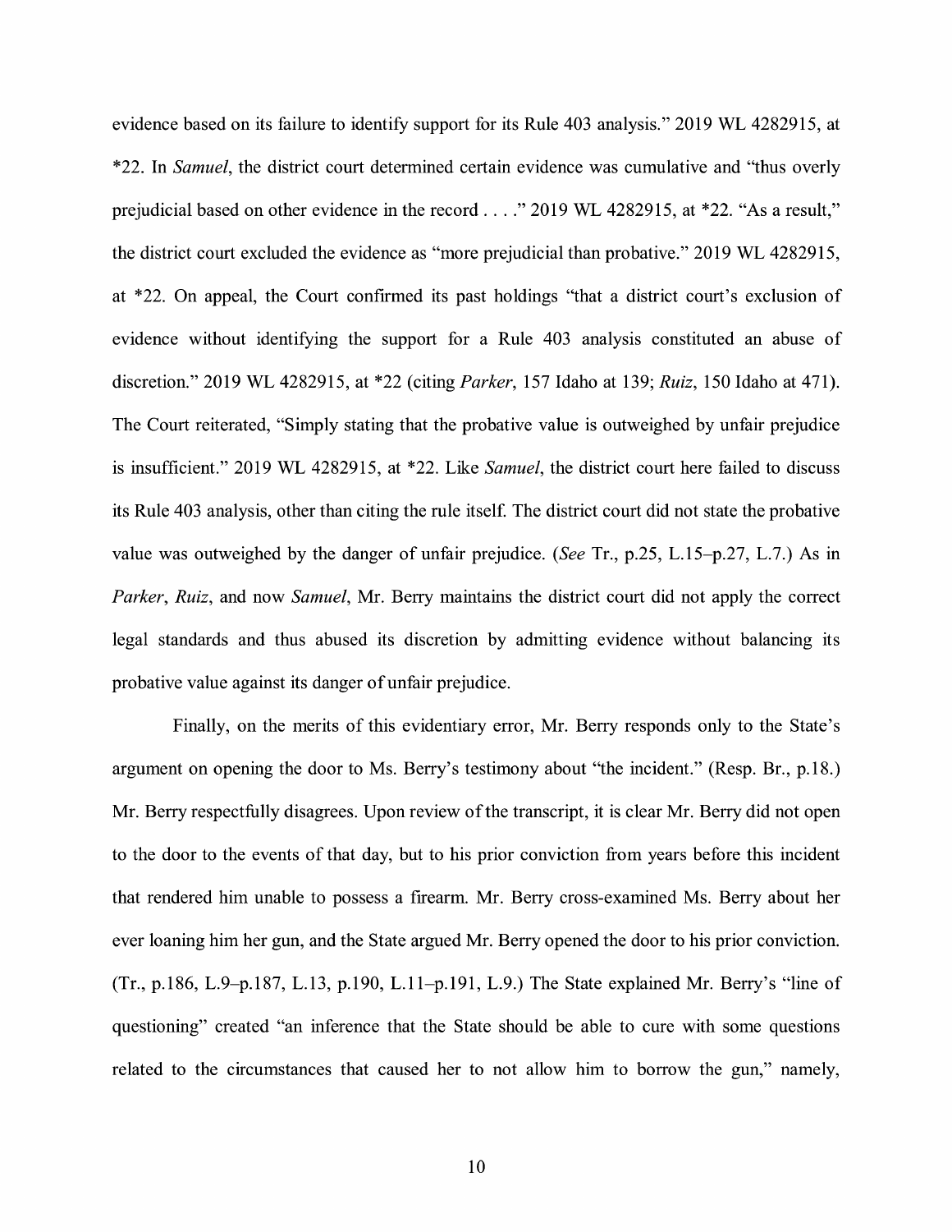evidence based on its failure to identify support for its Rule 403 analysis." 2019 WL 4282915, at *22. In *Samuel*, the district court determined certain evidence was cumulative and "thus overly prejudicial based on other evidence in the record . . . ." 2019 WL 4282915, at *22. "As a result," the district court excluded the evidence as "more prejudicial than probative." 2019 WL 4282915, at *22. On appeal, the Court confirmed its past holdings "that a district court's exclusion of evidence without identifying the support for a Rule 403 analysis constituted an abuse of discretion." 2019 WL 4282915, at *22 (citing *Parker*, 157 Idaho at 139; *Ruiz*, 150 Idaho at 471). The Court reiterated, "Simply stating that the probative value is outweighed by unfair prejudice is insufficient." 2019 WL 4282915, at *22. Like *Samuel*, the district court here failed to discuss its Rule 403 analysis, other than citing the rule itself. The district court did not state the probative value was outweighed by the danger of unfair prejudice. (*See* Tr., p.25, L.15–p.27, L.7.) As in *Parker*, *Ruiz*, and now *Samuel*, Mr. Berry maintains the district court did not apply the correct legal standards and thus abused its discretion by admitting evidence without balancing its probative value against its danger of unfair prejudice.

Finally, on the merits of this evidentiary error, Mr. Berry responds only to the State's argument on opening the door to Ms. Berry's testimony about "the incident." (Resp. Br., p.18.) Mr. Berry respectfully disagrees. Upon review of the transcript, it is clear Mr. Berry did not open to the door to the events of that day, but to his prior conviction from years before this incident that rendered him unable to possess a firearm. Mr. Berry cross-examined Ms. Berry about her ever loaning him her gun, and the State argued Mr. Berry opened the door to his prior conviction. (Tr., p.186, L.9–p.187, L.13, p.190, L.11–p.191, L.9.) The State explained Mr. Berry's "line of questioning" created "an inference that the State should be able to cure with some questions related to the circumstances that caused her to not allow him to borrow the gun," namely,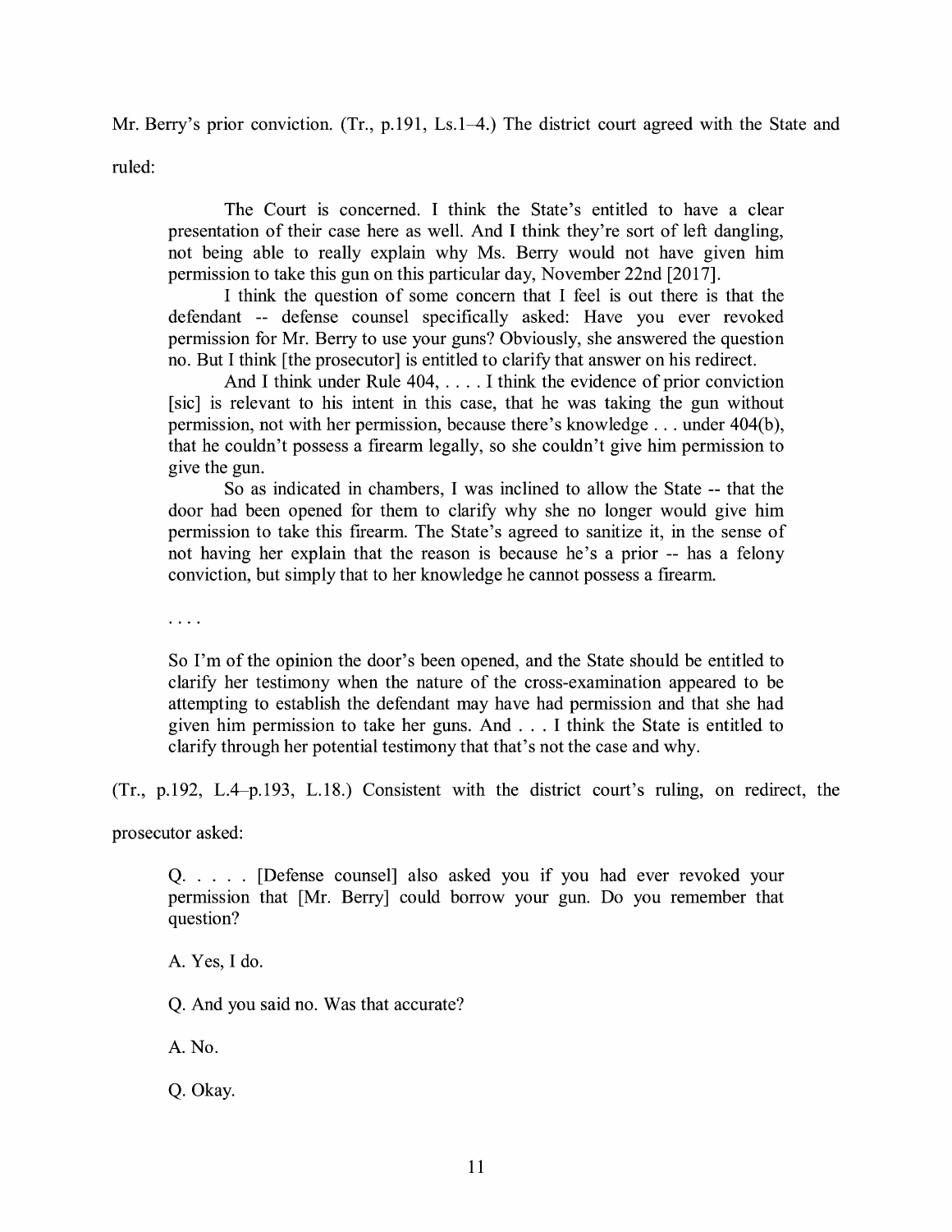Mr. Berry's prior conviction. (Tr., p.191, Ls.1–4.) The district court agreed with the State and ruled:

> The Court is concerned. I think the State's entitled to have a clear presentation of their case here as well. And I think they're sort of left dangling, not being able to really explain why Ms. Berry would not have given him permission to take this gun on this particular day, November 22nd [2017].
>
> I think the question of some concern that I feel is out there is that the defendant -- defense counsel specifically asked: Have you ever revoked permission for Mr. Berry to use your guns? Obviously, she answered the question no. But I think [the prosecutor] is entitled to clarify that answer on his redirect.
>
> And I think under Rule 404, . . . . I think the evidence of prior conviction [sic] is relevant to his intent in this case, that he was taking the gun without permission, not with her permission, because there's knowledge . . . under 404(b), that he couldn't possess a firearm legally, so she couldn't give him permission to give the gun.
>
> So as indicated in chambers, I was inclined to allow the State -- that the door had been opened for them to clarify why she no longer would give him permission to take this firearm. The State's agreed to sanitize it, in the sense of not having her explain that the reason is because he's a prior -- has a felony conviction, but simply that to her knowledge he cannot possess a firearm.
>
> . . . .
>
> So I'm of the opinion the door's been opened, and the State should be entitled to clarify her testimony when the nature of the cross-examination appeared to be attempting to establish the defendant may have had permission and that she had given him permission to take her guns. And . . . I think the State is entitled to clarify through her potential testimony that that's not the case and why.

(Tr., p.192, L.4–p.193, L.18.) Consistent with the district court's ruling, on redirect, the prosecutor asked:

> Q. . . . . [Defense counsel] also asked you if you had ever revoked your permission that [Mr. Berry] could borrow your gun. Do you remember that question?
>
> A. Yes, I do.
>
> Q. And you said no. Was that accurate?
>
> A. No.
>
> Q. Okay.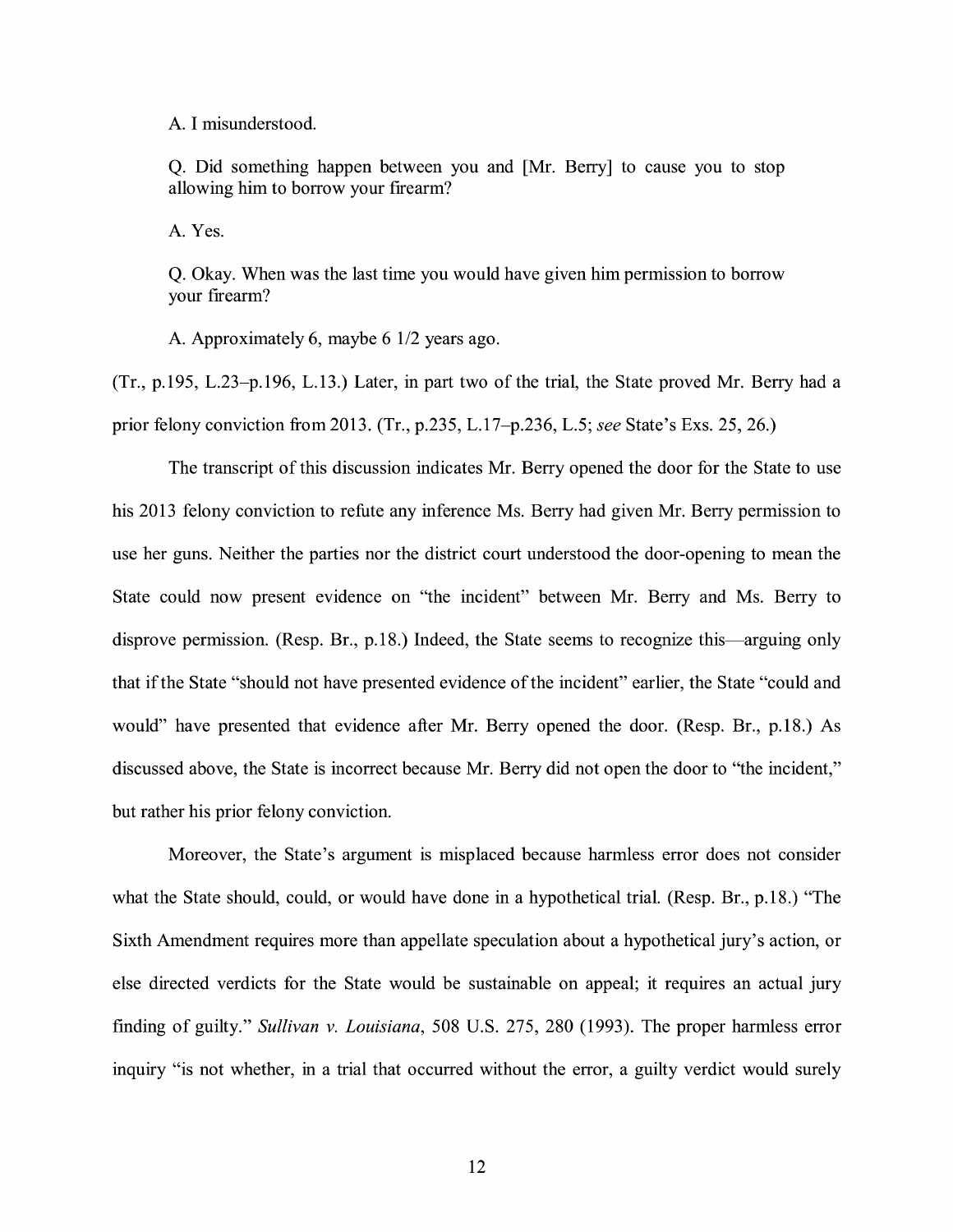A. I misunderstood.

Q. Did something happen between you and [Mr. Berry] to cause you to stop allowing him to borrow your firearm?

A. Yes.

Q. Okay. When was the last time you would have given him permission to borrow your firearm?

A. Approximately 6, maybe 6 1/2 years ago.

(Tr., p.195, L.23–p.196, L.13.) Later, in part two of the trial, the State proved Mr. Berry had a prior felony conviction from 2013. (Tr., p.235, L.17–p.236, L.5; *see* State's Exs. 25, 26.)

The transcript of this discussion indicates Mr. Berry opened the door for the State to use his 2013 felony conviction to refute any inference Ms. Berry had given Mr. Berry permission to use her guns. Neither the parties nor the district court understood the door-opening to mean the State could now present evidence on "the incident" between Mr. Berry and Ms. Berry to disprove permission. (Resp. Br., p.18.) Indeed, the State seems to recognize this—arguing only that if the State "should not have presented evidence of the incident" earlier, the State "could and would" have presented that evidence after Mr. Berry opened the door. (Resp. Br., p.18.) As discussed above, the State is incorrect because Mr. Berry did not open the door to "the incident," but rather his prior felony conviction.

Moreover, the State's argument is misplaced because harmless error does not consider what the State should, could, or would have done in a hypothetical trial. (Resp. Br., p.18.) "The Sixth Amendment requires more than appellate speculation about a hypothetical jury's action, or else directed verdicts for the State would be sustainable on appeal; it requires an actual jury finding of guilty." *Sullivan v. Louisiana*, 508 U.S. 275, 280 (1993). The proper harmless error inquiry "is not whether, in a trial that occurred without the error, a guilty verdict would surely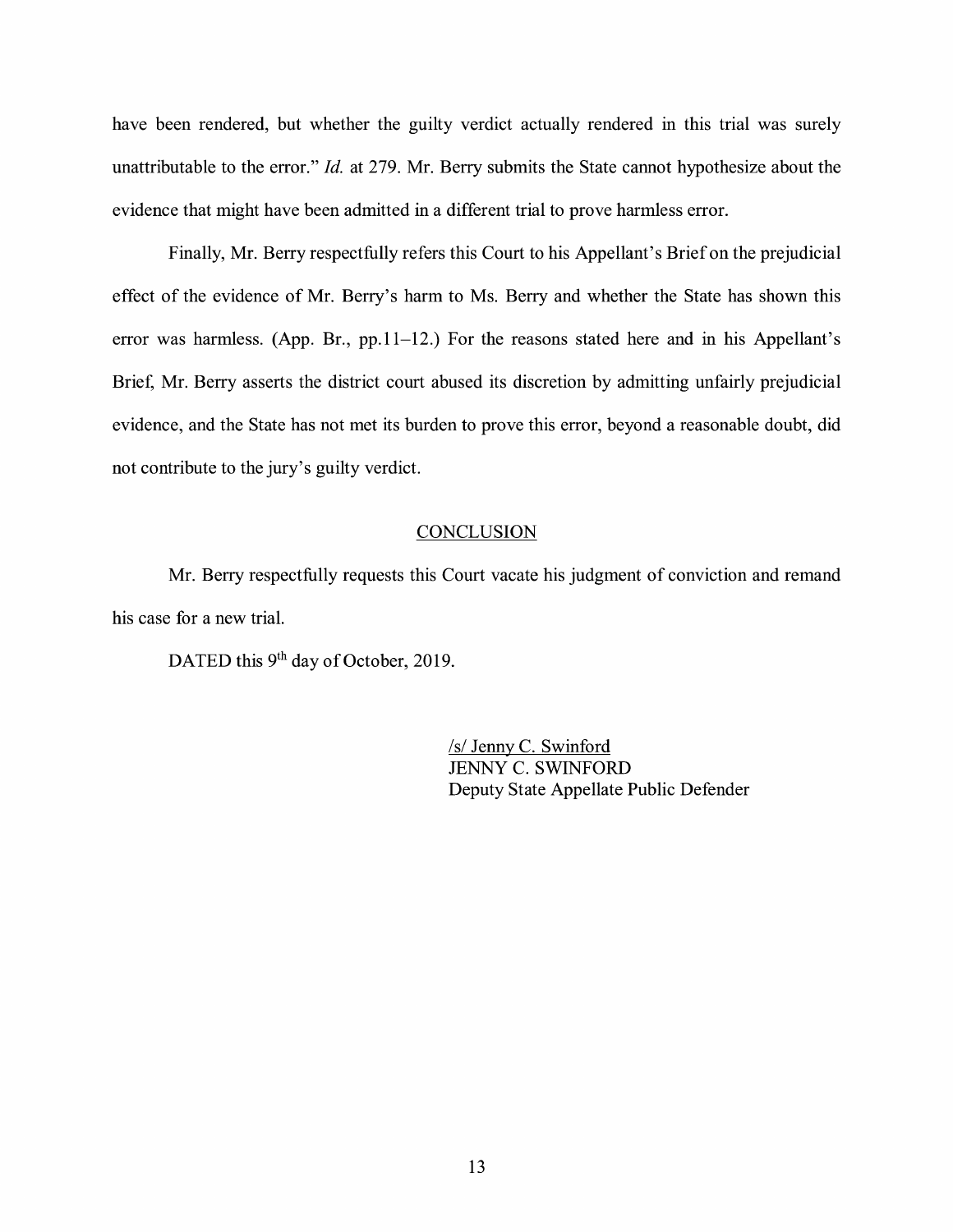have been rendered, but whether the guilty verdict actually rendered in this trial was surely unattributable to the error." *Id.* at 279. Mr. Berry submits the State cannot hypothesize about the evidence that might have been admitted in a different trial to prove harmless error.

Finally, Mr. Berry respectfully refers this Court to his Appellant's Brief on the prejudicial effect of the evidence of Mr. Berry's harm to Ms. Berry and whether the State has shown this error was harmless. (App. Br., pp.11–12.) For the reasons stated here and in his Appellant's Brief, Mr. Berry asserts the district court abused its discretion by admitting unfairly prejudicial evidence, and the State has not met its burden to prove this error, beyond a reasonable doubt, did not contribute to the jury's guilty verdict.

## CONCLUSION

Mr. Berry respectfully requests this Court vacate his judgment of conviction and remand his case for a new trial.

DATED this 9th day of October, 2019.

/s/ Jenny C. Swinford
JENNY C. SWINFORD
Deputy State Appellate Public Defender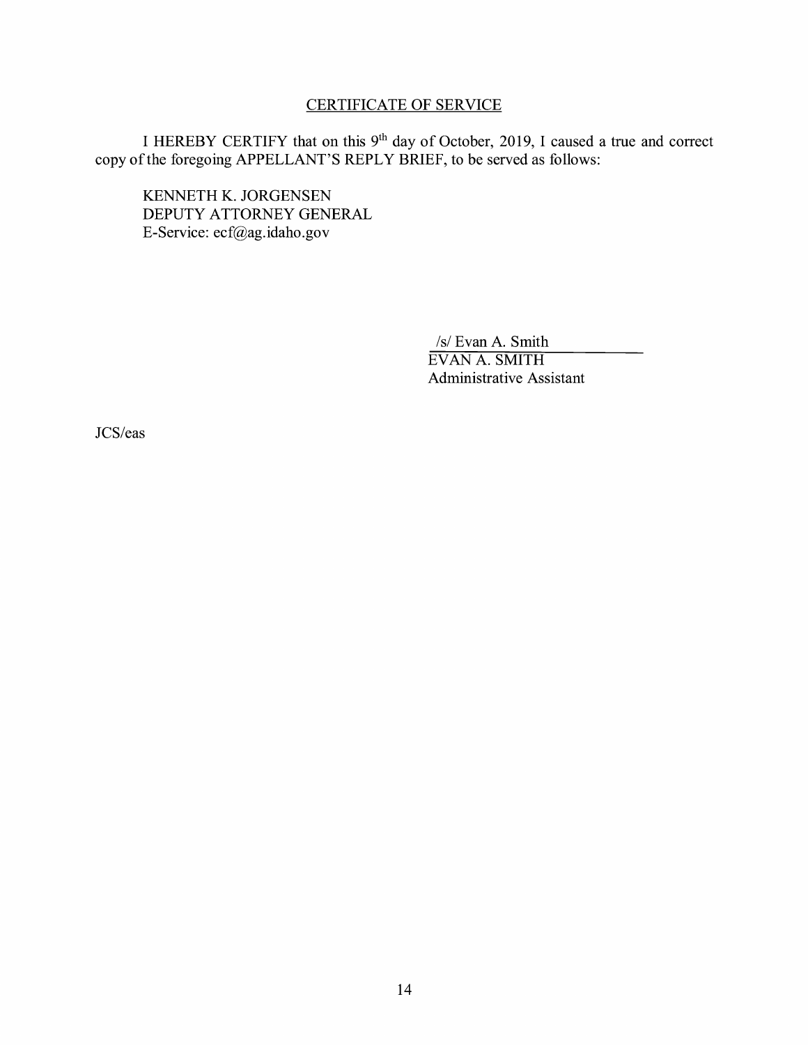<u>CERTIFICATE OF SERVICE</u>

I HEREBY CERTIFY that on this 9th day of October, 2019, I caused a true and correct copy of the foregoing APPELLANT'S REPLY BRIEF, to be served as follows:

KENNETH K. JORGENSEN
DEPUTY ATTORNEY GENERAL
E-Service: ecf@ag.idaho.gov

/s/ Evan A. Smith
EVAN A. SMITH
Administrative Assistant

JCS/eas